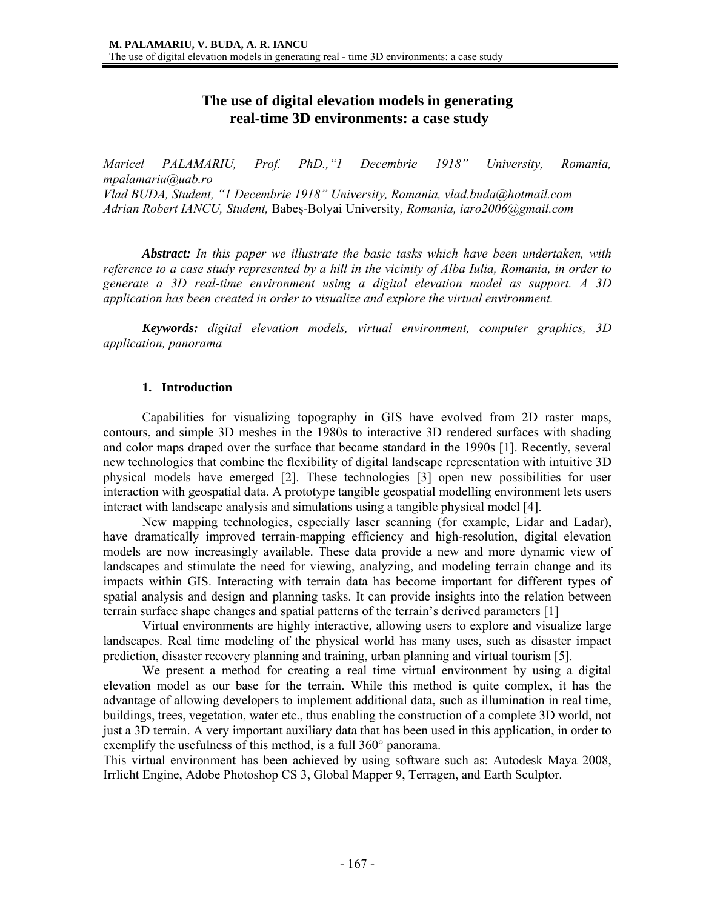# The use of digital elevation models in generating real-time 3D environments: a case study

*Maricel PALAMARIU, Prof. PhD.,"1 Decembrie 1918" University, Romania, mpalamariu@uab.ro*
*Vlad BUDA, Student, "1 Decembrie 1918" University, Romania, vlad.buda@hotmail.com*
*Adrian Robert IANCU, Student,* Babeş-Bolyai University*, Romania, iaro2006@gmail.com*

***Abstract:*** *In this paper we illustrate the basic tasks which have been undertaken, with reference to a case study represented by a hill in the vicinity of Alba Iulia, Romania, in order to generate a 3D real-time environment using a digital elevation model as support. A 3D application has been created in order to visualize and explore the virtual environment.*

***Keywords:*** *digital elevation models, virtual environment, computer graphics, 3D application, panorama*

## 1. Introduction

Capabilities for visualizing topography in GIS have evolved from 2D raster maps, contours, and simple 3D meshes in the 1980s to interactive 3D rendered surfaces with shading and color maps draped over the surface that became standard in the 1990s [1]. Recently, several new technologies that combine the flexibility of digital landscape representation with intuitive 3D physical models have emerged [2]. These technologies [3] open new possibilities for user interaction with geospatial data. A prototype tangible geospatial modelling environment lets users interact with landscape analysis and simulations using a tangible physical model [4].

New mapping technologies, especially laser scanning (for example, Lidar and Ladar), have dramatically improved terrain-mapping efficiency and high-resolution, digital elevation models are now increasingly available. These data provide a new and more dynamic view of landscapes and stimulate the need for viewing, analyzing, and modeling terrain change and its impacts within GIS. Interacting with terrain data has become important for different types of spatial analysis and design and planning tasks. It can provide insights into the relation between terrain surface shape changes and spatial patterns of the terrain's derived parameters [1]

Virtual environments are highly interactive, allowing users to explore and visualize large landscapes. Real time modeling of the physical world has many uses, such as disaster impact prediction, disaster recovery planning and training, urban planning and virtual tourism [5].

We present a method for creating a real time virtual environment by using a digital elevation model as our base for the terrain. While this method is quite complex, it has the advantage of allowing developers to implement additional data, such as illumination in real time, buildings, trees, vegetation, water etc., thus enabling the construction of a complete 3D world, not just a 3D terrain. A very important auxiliary data that has been used in this application, in order to exemplify the usefulness of this method, is a full 360° panorama.

This virtual environment has been achieved by using software such as: Autodesk Maya 2008, Irrlicht Engine, Adobe Photoshop CS 3, Global Mapper 9, Terragen, and Earth Sculptor.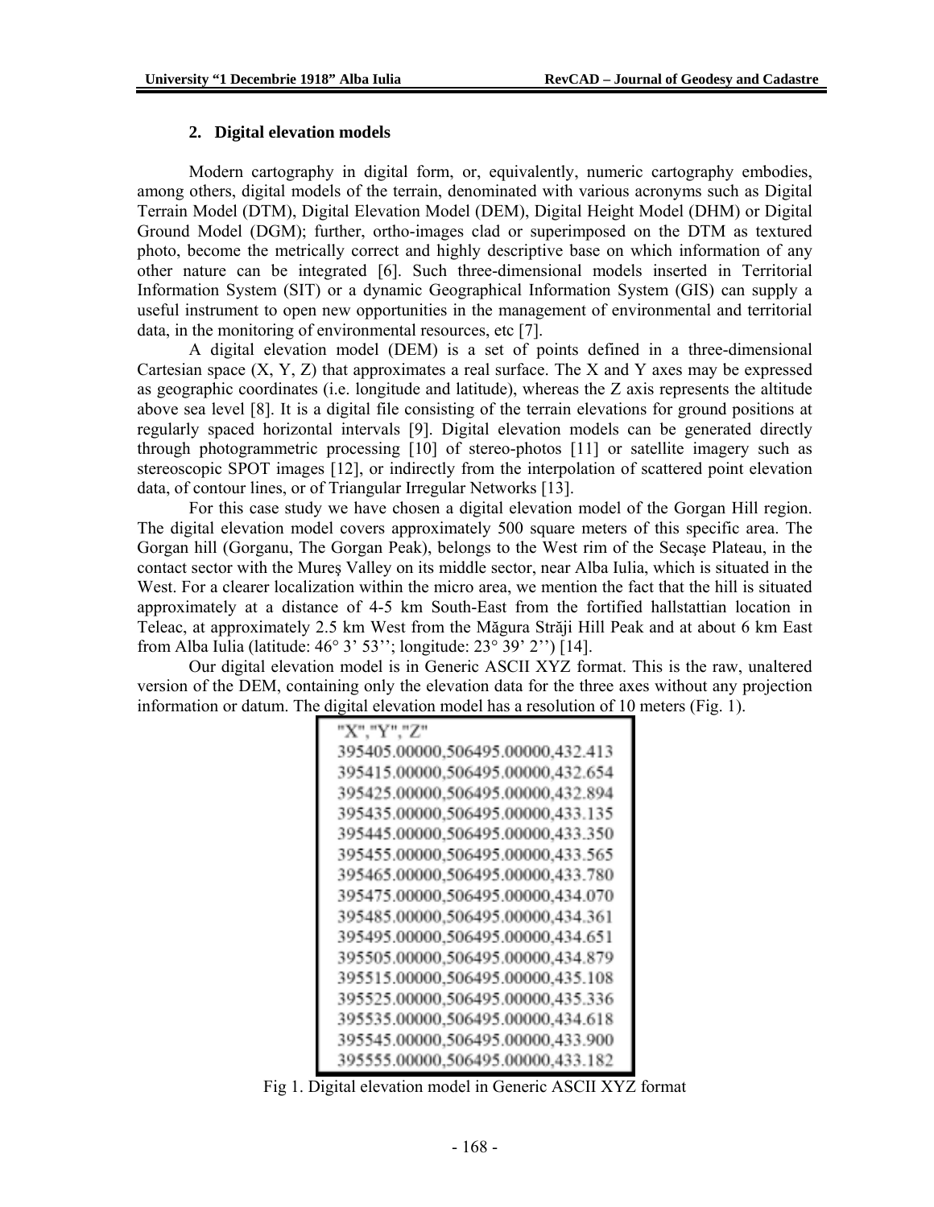## 2. Digital elevation models

Modern cartography in digital form, or, equivalently, numeric cartography embodies, among others, digital models of the terrain, denominated with various acronyms such as Digital Terrain Model (DTM), Digital Elevation Model (DEM), Digital Height Model (DHM) or Digital Ground Model (DGM); further, ortho-images clad or superimposed on the DTM as textured photo, become the metrically correct and highly descriptive base on which information of any other nature can be integrated [6]. Such three-dimensional models inserted in Territorial Information System (SIT) or a dynamic Geographical Information System (GIS) can supply a useful instrument to open new opportunities in the management of environmental and territorial data, in the monitoring of environmental resources, etc [7].

A digital elevation model (DEM) is a set of points defined in a three-dimensional Cartesian space (X, Y, Z) that approximates a real surface. The X and Y axes may be expressed as geographic coordinates (i.e. longitude and latitude), whereas the Z axis represents the altitude above sea level [8]. It is a digital file consisting of the terrain elevations for ground positions at regularly spaced horizontal intervals [9]. Digital elevation models can be generated directly through photogrammetric processing [10] of stereo-photos [11] or satellite imagery such as stereoscopic SPOT images [12], or indirectly from the interpolation of scattered point elevation data, of contour lines, or of Triangular Irregular Networks [13].

For this case study we have chosen a digital elevation model of the Gorgan Hill region. The digital elevation model covers approximately 500 square meters of this specific area. The Gorgan hill (Gorganu, The Gorgan Peak), belongs to the West rim of the Secaşe Plateau, in the contact sector with the Mureş Valley on its middle sector, near Alba Iulia, which is situated in the West. For a clearer localization within the micro area, we mention the fact that the hill is situated approximately at a distance of 4-5 km South-East from the fortified hallstattian location in Teleac, at approximately 2.5 km West from the Măgura Străji Hill Peak and at about 6 km East from Alba Iulia (latitude: 46° 3’ 53’’; longitude: 23° 39’ 2’’) [14].

Our digital elevation model is in Generic ASCII XYZ format. This is the raw, unaltered version of the DEM, containing only the elevation data for the three axes without any projection information or datum. The digital elevation model has a resolution of 10 meters (Fig. 1).

```
"X","Y","Z"
395405.00000,506495.00000,432.413
395415.00000,506495.00000,432.654
395425.00000,506495.00000,432.894
395435.00000,506495.00000,433.135
395445.00000,506495.00000,433.350
395455.00000,506495.00000,433.565
395465.00000,506495.00000,433.780
395475.00000,506495.00000,434.070
395485.00000,506495.00000,434.361
395495.00000,506495.00000,434.651
395505.00000,506495.00000,434.879
395515.00000,506495.00000,435.108
395525.00000,506495.00000,435.336
395535.00000,506495.00000,434.618
395545.00000,506495.00000,433.900
395555.00000,506495.00000,433.182
```

Fig 1. Digital elevation model in Generic ASCII XYZ format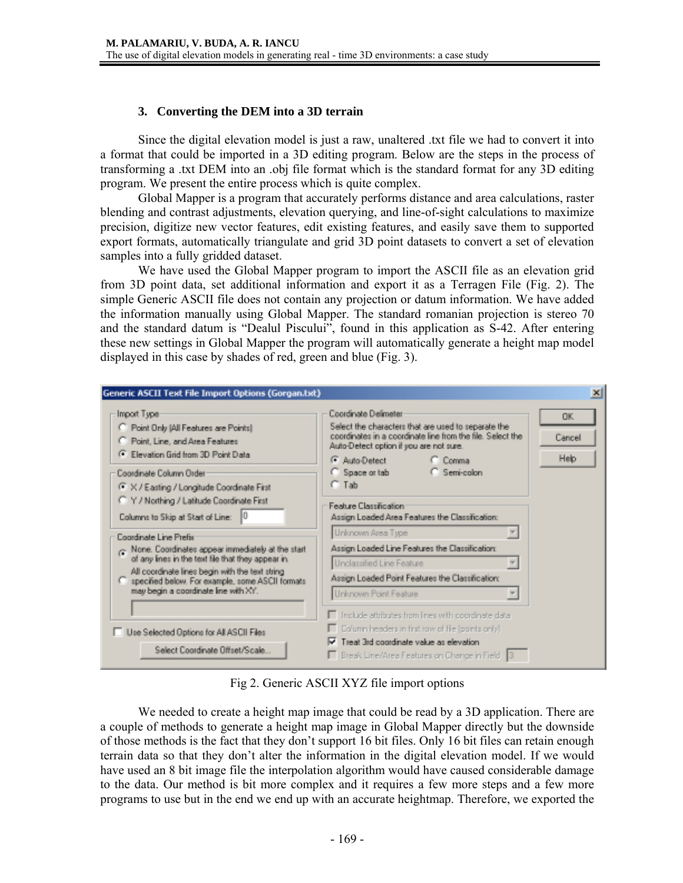## 3. Converting the DEM into a 3D terrain

Since the digital elevation model is just a raw, unaltered .txt file we had to convert it into a format that could be imported in a 3D editing program. Below are the steps in the process of transforming a .txt DEM into an .obj file format which is the standard format for any 3D editing program. We present the entire process which is quite complex.

Global Mapper is a program that accurately performs distance and area calculations, raster blending and contrast adjustments, elevation querying, and line-of-sight calculations to maximize precision, digitize new vector features, edit existing features, and easily save them to supported export formats, automatically triangulate and grid 3D point datasets to convert a set of elevation samples into a fully gridded dataset.

We have used the Global Mapper program to import the ASCII file as an elevation grid from 3D point data, set additional information and export it as a Terragen File (Fig. 2). The simple Generic ASCII file does not contain any projection or datum information. We have added the information manually using Global Mapper. The standard romanian projection is stereo 70 and the standard datum is "Dealul Piscului", found in this application as S-42. After entering these new settings in Global Mapper the program will automatically generate a height map model displayed in this case by shades of red, green and blue (Fig. 3).

Fig 2. Generic ASCII XYZ file import options

We needed to create a height map image that could be read by a 3D application. There are a couple of methods to generate a height map image in Global Mapper directly but the downside of those methods is the fact that they don't support 16 bit files. Only 16 bit files can retain enough terrain data so that they don't alter the information in the digital elevation model. If we would have used an 8 bit image file the interpolation algorithm would have caused considerable damage to the data. Our method is bit more complex and it requires a few more steps and a few more programs to use but in the end we end up with an accurate heightmap. Therefore, we exported the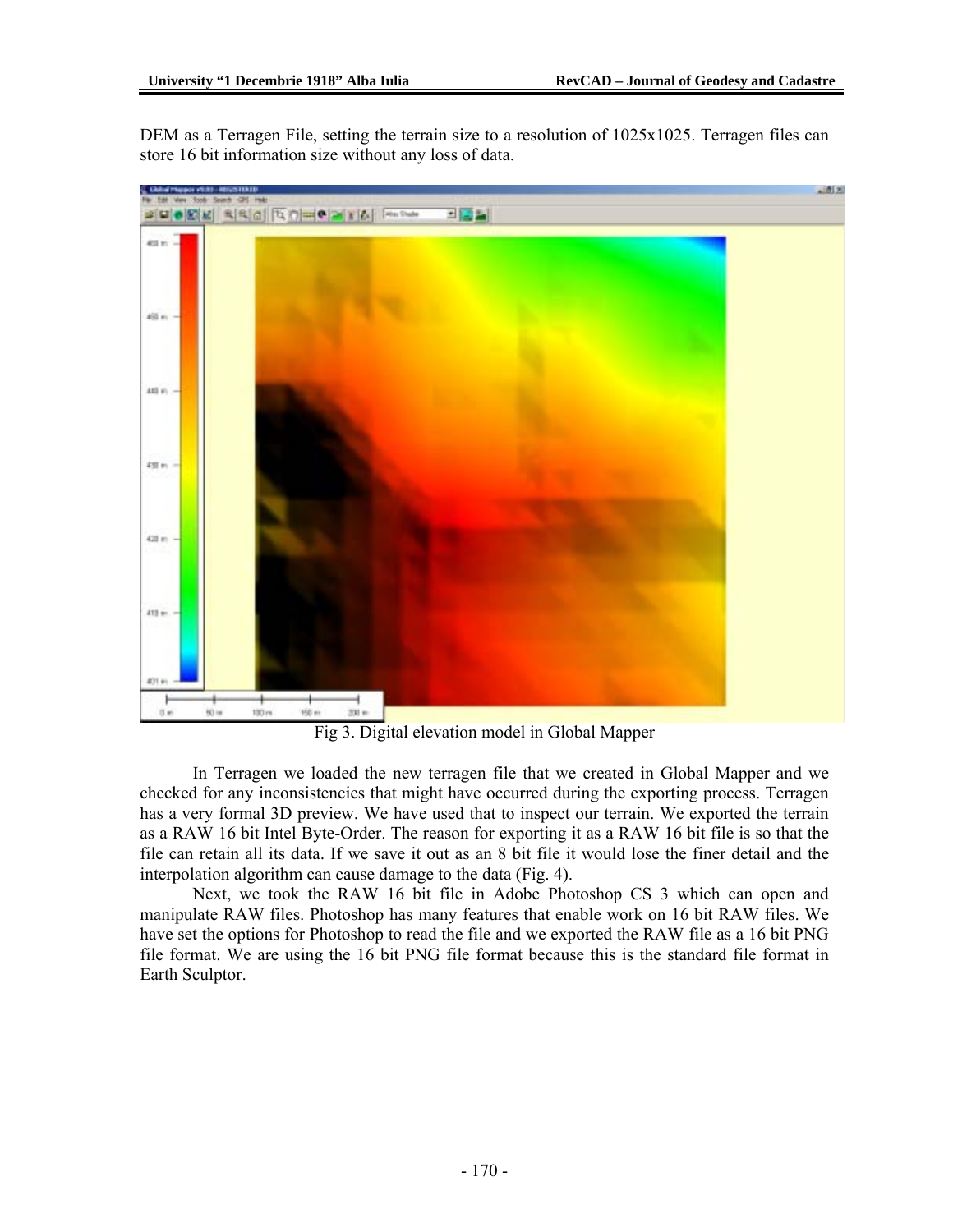DEM as a Terragen File, setting the terrain size to a resolution of 1025x1025. Terragen files can store 16 bit information size without any loss of data.

Fig 3. Digital elevation model in Global Mapper

In Terragen we loaded the new terragen file that we created in Global Mapper and we checked for any inconsistencies that might have occurred during the exporting process. Terragen has a very formal 3D preview. We have used that to inspect our terrain. We exported the terrain as a RAW 16 bit Intel Byte-Order. The reason for exporting it as a RAW 16 bit file is so that the file can retain all its data. If we save it out as an 8 bit file it would lose the finer detail and the interpolation algorithm can cause damage to the data (Fig. 4).

Next, we took the RAW 16 bit file in Adobe Photoshop CS 3 which can open and manipulate RAW files. Photoshop has many features that enable work on 16 bit RAW files. We have set the options for Photoshop to read the file and we exported the RAW file as a 16 bit PNG file format. We are using the 16 bit PNG file format because this is the standard file format in Earth Sculptor.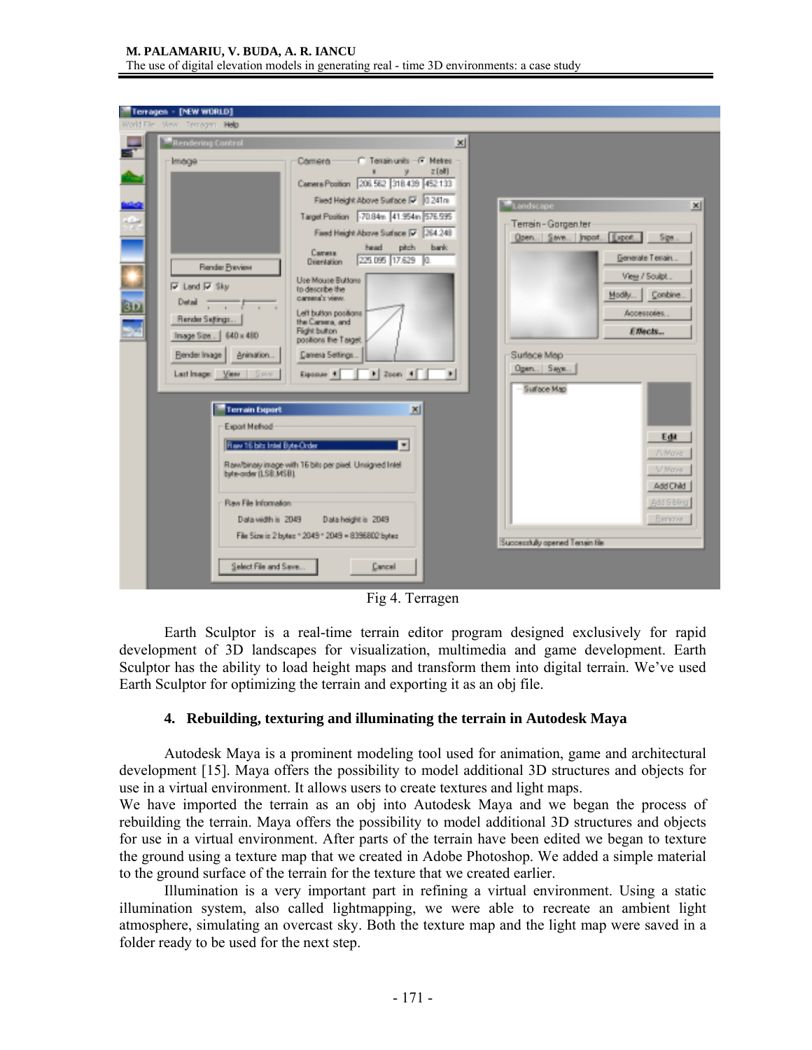Fig 4. Terragen

Earth Sculptor is a real-time terrain editor program designed exclusively for rapid development of 3D landscapes for visualization, multimedia and game development. Earth Sculptor has the ability to load height maps and transform them into digital terrain. We've used Earth Sculptor for optimizing the terrain and exporting it as an obj file.

## 4. Rebuilding, texturing and illuminating the terrain in Autodesk Maya

Autodesk Maya is a prominent modeling tool used for animation, game and architectural development [15]. Maya offers the possibility to model additional 3D structures and objects for use in a virtual environment. It allows users to create textures and light maps.

We have imported the terrain as an obj into Autodesk Maya and we began the process of rebuilding the terrain. Maya offers the possibility to model additional 3D structures and objects for use in a virtual environment. After parts of the terrain have been edited we began to texture the ground using a texture map that we created in Adobe Photoshop. We added a simple material to the ground surface of the terrain for the texture that we created earlier.

Illumination is a very important part in refining a virtual environment. Using a static illumination system, also called lightmapping, we were able to recreate an ambient light atmosphere, simulating an overcast sky. Both the texture map and the light map were saved in a folder ready to be used for the next step.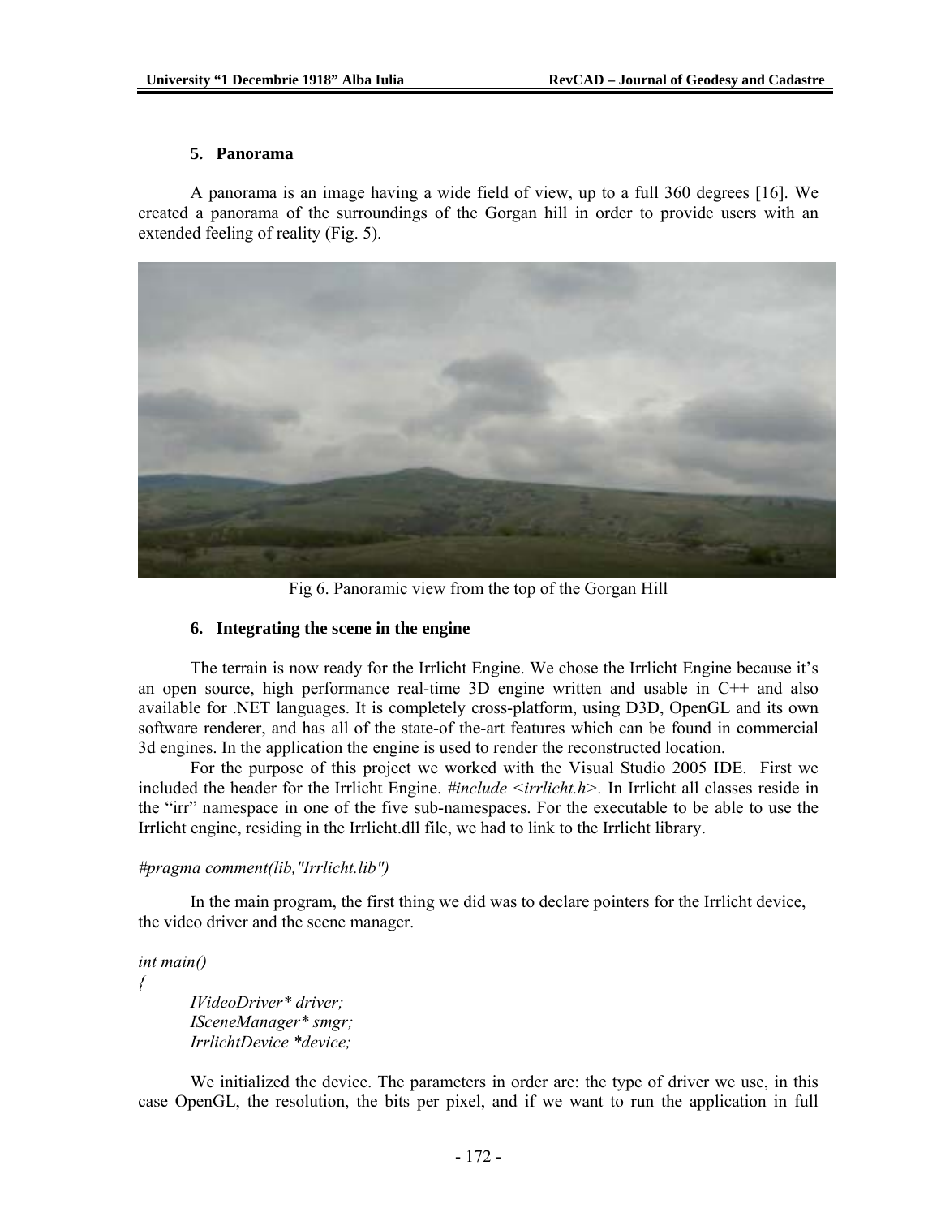### 5. Panorama

A panorama is an image having a wide field of view, up to a full 360 degrees [16]. We created a panorama of the surroundings of the Gorgan hill in order to provide users with an extended feeling of reality (Fig. 5).

Fig 6. Panoramic view from the top of the Gorgan Hill

### 6. Integrating the scene in the engine

The terrain is now ready for the Irrlicht Engine. We chose the Irrlicht Engine because it's an open source, high performance real-time 3D engine written and usable in C++ and also available for .NET languages. It is completely cross-platform, using D3D, OpenGL and its own software renderer, and has all of the state-of the-art features which can be found in commercial 3d engines. In the application the engine is used to render the reconstructed location.

For the purpose of this project we worked with the Visual Studio 2005 IDE. First we included the header for the Irrlicht Engine. *#include <irrlicht.h>*. In Irrlicht all classes reside in the "irr" namespace in one of the five sub-namespaces. For the executable to be able to use the Irrlicht engine, residing in the Irrlicht.dll file, we had to link to the Irrlicht library.

```
#pragma comment(lib,"Irrlicht.lib")
```

In the main program, the first thing we did was to declare pointers for the Irrlicht device, the video driver and the scene manager.

```
int main()
{
    IVideoDriver* driver;
    ISceneManager* smgr;
    IrrlichtDevice *device;
```

We initialized the device. The parameters in order are: the type of driver we use, in this case OpenGL, the resolution, the bits per pixel, and if we want to run the application in full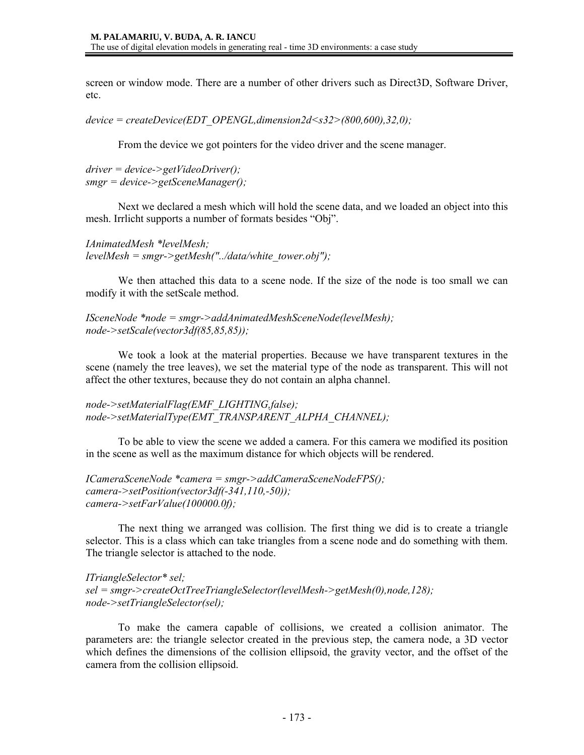screen or window mode. There are a number of other drivers such as Direct3D, Software Driver, etc.

```
device = createDevice(EDT_OPENGL,dimension2d<s32>(800,600),32,0);
```

From the device we got pointers for the video driver and the scene manager.

```
driver = device->getVideoDriver();
smgr = device->getSceneManager();
```

Next we declared a mesh which will hold the scene data, and we loaded an object into this mesh. Irrlicht supports a number of formats besides “Obj”.

```
IAnimatedMesh *levelMesh;
levelMesh = smgr->getMesh("../data/white_tower.obj");
```

We then attached this data to a scene node. If the size of the node is too small we can modify it with the setScale method.

```
ISceneNode *node = smgr->addAnimatedMeshSceneNode(levelMesh);
node->setScale(vector3df(85,85,85));
```

We took a look at the material properties. Because we have transparent textures in the scene (namely the tree leaves), we set the material type of the node as transparent. This will not affect the other textures, because they do not contain an alpha channel.

```
node->setMaterialFlag(EMF_LIGHTING,false);
node->setMaterialType(EMT_TRANSPARENT_ALPHA_CHANNEL);
```

To be able to view the scene we added a camera. For this camera we modified its position in the scene as well as the maximum distance for which objects will be rendered.

```
ICameraSceneNode *camera = smgr->addCameraSceneNodeFPS();
camera->setPosition(vector3df(-341,110,-50));
camera->setFarValue(100000.0f);
```

The next thing we arranged was collision. The first thing we did is to create a triangle selector. This is a class which can take triangles from a scene node and do something with them. The triangle selector is attached to the node.

```
ITriangleSelector* sel;
sel = smgr->createOctTreeTriangleSelector(levelMesh->getMesh(0),node,128);
node->setTriangleSelector(sel);
```

To make the camera capable of collisions, we created a collision animator. The parameters are: the triangle selector created in the previous step, the camera node, a 3D vector which defines the dimensions of the collision ellipsoid, the gravity vector, and the offset of the camera from the collision ellipsoid.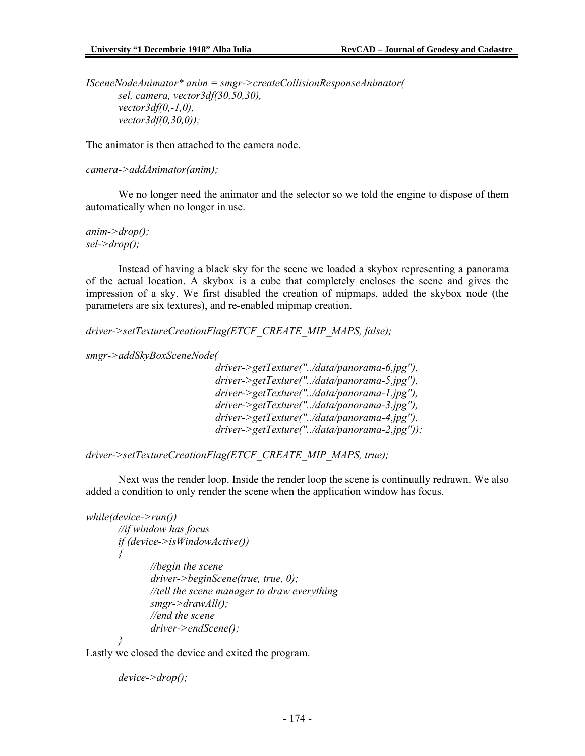```
ISceneNodeAnimator* anim = smgr->createCollisionResponseAnimator(
        sel, camera, vector3df(30,50,30),
        vector3df(0,-1,0),
        vector3df(0,30,0));
```

The animator is then attached to the camera node.

```
camera->addAnimator(anim);
```

We no longer need the animator and the selector so we told the engine to dispose of them automatically when no longer in use.

```
anim->drop();
sel->drop();
```

Instead of having a black sky for the scene we loaded a skybox representing a panorama of the actual location. A skybox is a cube that completely encloses the scene and gives the impression of a sky. We first disabled the creation of mipmaps, added the skybox node (the parameters are six textures), and re-enabled mipmap creation.

```
driver->setTextureCreationFlag(ETCF_CREATE_MIP_MAPS, false);

smgr->addSkyBoxSceneNode(
                        driver->getTexture("../data/panorama-6.jpg"),
                        driver->getTexture("../data/panorama-5.jpg"),
                        driver->getTexture("../data/panorama-1.jpg"),
                        driver->getTexture("../data/panorama-3.jpg"),
                        driver->getTexture("../data/panorama-4.jpg"),
                        driver->getTexture("../data/panorama-2.jpg"));

driver->setTextureCreationFlag(ETCF_CREATE_MIP_MAPS, true);
```

Next was the render loop. Inside the render loop the scene is continually redrawn. We also added a condition to only render the scene when the application window has focus.

```
while(device->run())
        //if window has focus
        if (device->isWindowActive())
        {
                //begin the scene
                driver->beginScene(true, true, 0);
                //tell the scene manager to draw everything
                smgr->drawAll();
                //end the scene
                driver->endScene();
        }
```

Lastly we closed the device and exited the program.

```
device->drop();
```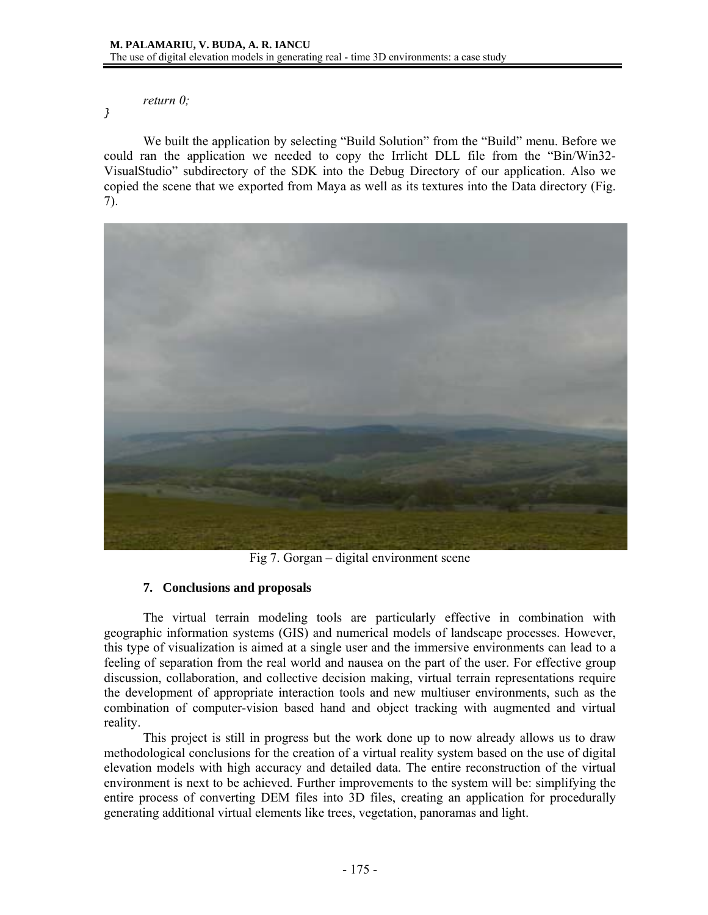```
	return 0;
}
```

We built the application by selecting "Build Solution" from the "Build" menu. Before we could ran the application we needed to copy the Irrlicht DLL file from the "Bin/Win32-VisualStudio" subdirectory of the SDK into the Debug Directory of our application. Also we copied the scene that we exported from Maya as well as its textures into the Data directory (Fig. 7).

Fig 7. Gorgan – digital environment scene

## 7. Conclusions and proposals

The virtual terrain modeling tools are particularly effective in combination with geographic information systems (GIS) and numerical models of landscape processes. However, this type of visualization is aimed at a single user and the immersive environments can lead to a feeling of separation from the real world and nausea on the part of the user. For effective group discussion, collaboration, and collective decision making, virtual terrain representations require the development of appropriate interaction tools and new multiuser environments, such as the combination of computer-vision based hand and object tracking with augmented and virtual reality.

This project is still in progress but the work done up to now already allows us to draw methodological conclusions for the creation of a virtual reality system based on the use of digital elevation models with high accuracy and detailed data. The entire reconstruction of the virtual environment is next to be achieved. Further improvements to the system will be: simplifying the entire process of converting DEM files into 3D files, creating an application for procedurally generating additional virtual elements like trees, vegetation, panoramas and light.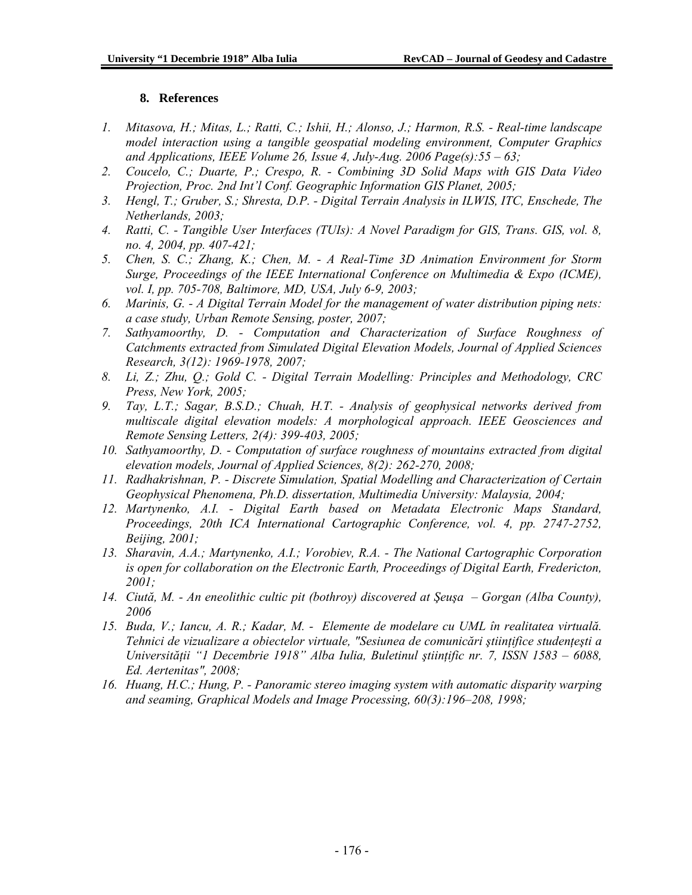## 8. References

1. *Mitasova, H.; Mitas, L.; Ratti, C.; Ishii, H.; Alonso, J.; Harmon, R.S. - Real-time landscape model interaction using a tangible geospatial modeling environment, Computer Graphics and Applications, IEEE Volume 26, Issue 4, July-Aug. 2006 Page(s):55 – 63;*
2. *Coucelo, C.; Duarte, P.; Crespo, R. - Combining 3D Solid Maps with GIS Data Video Projection, Proc. 2nd Int'l Conf. Geographic Information GIS Planet, 2005;*
3. *Hengl, T.; Gruber, S.; Shresta, D.P. - Digital Terrain Analysis in ILWIS, ITC, Enschede, The Netherlands, 2003;*
4. *Ratti, C. - Tangible User Interfaces (TUIs): A Novel Paradigm for GIS, Trans. GIS, vol. 8, no. 4, 2004, pp. 407-421;*
5. *Chen, S. C.; Zhang, K.; Chen, M. - A Real-Time 3D Animation Environment for Storm Surge, Proceedings of the IEEE International Conference on Multimedia & Expo (ICME), vol. I, pp. 705-708, Baltimore, MD, USA, July 6-9, 2003;*
6. *Marinis, G. - A Digital Terrain Model for the management of water distribution piping nets: a case study, Urban Remote Sensing, poster, 2007;*
7. *Sathyamoorthy, D. - Computation and Characterization of Surface Roughness of Catchments extracted from Simulated Digital Elevation Models, Journal of Applied Sciences Research, 3(12): 1969-1978, 2007;*
8. *Li, Z.; Zhu, Q.; Gold C. - Digital Terrain Modelling: Principles and Methodology, CRC Press, New York, 2005;*
9. *Tay, L.T.; Sagar, B.S.D.; Chuah, H.T. - Analysis of geophysical networks derived from multiscale digital elevation models: A morphological approach. IEEE Geosciences and Remote Sensing Letters, 2(4): 399-403, 2005;*
10. *Sathyamoorthy, D. - Computation of surface roughness of mountains extracted from digital elevation models, Journal of Applied Sciences, 8(2): 262-270, 2008;*
11. *Radhakrishnan, P. - Discrete Simulation, Spatial Modelling and Characterization of Certain Geophysical Phenomena, Ph.D. dissertation, Multimedia University: Malaysia, 2004;*
12. *Martynenko, A.I. - Digital Earth based on Metadata Electronic Maps Standard, Proceedings, 20th ICA International Cartographic Conference, vol. 4, pp. 2747-2752, Beijing, 2001;*
13. *Sharavin, A.A.; Martynenko, A.I.; Vorobiev, R.A. - The National Cartographic Corporation is open for collaboration on the Electronic Earth, Proceedings of Digital Earth, Fredericton, 2001;*
14. *Ciută, M. - An eneolithic cultic pit (bothroy) discovered at Şeuşa – Gorgan (Alba County), 2006*
15. *Buda, V.; Iancu, A. R.; Kadar, M. - Elemente de modelare cu UML în realitatea virtuală. Tehnici de vizualizare a obiectelor virtuale, "Sesiunea de comunicări ştiinţifice studenţeşti a Universităţii "1 Decembrie 1918" Alba Iulia, Buletinul ştiinţific nr. 7, ISSN 1583 – 6088, Ed. Aertenitas", 2008;*
16. *Huang, H.C.; Hung, P. - Panoramic stereo imaging system with automatic disparity warping and seaming, Graphical Models and Image Processing, 60(3):196–208, 1998;*